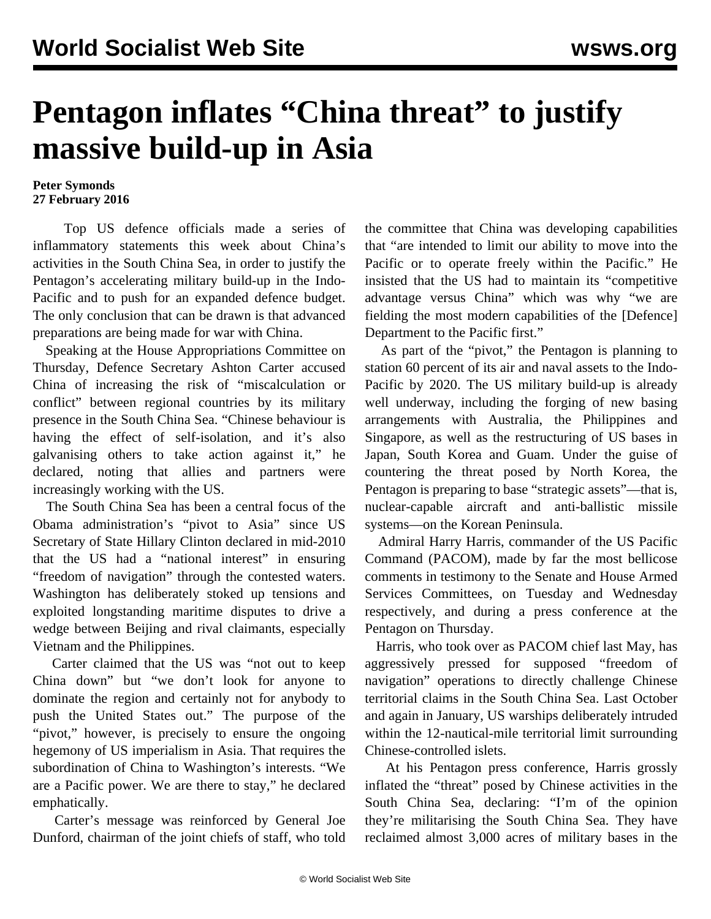# Pentagon inflates "China threat" to justify massive build-up in Asia

**Peter Symonds**
**27 February 2016**

Top US defence officials made a series of inflammatory statements this week about China's activities in the South China Sea, in order to justify the Pentagon's accelerating military build-up in the Indo-Pacific and to push for an expanded defence budget. The only conclusion that can be drawn is that advanced preparations are being made for war with China.

Speaking at the House Appropriations Committee on Thursday, Defence Secretary Ashton Carter accused China of increasing the risk of "miscalculation or conflict" between regional countries by its military presence in the South China Sea. "Chinese behaviour is having the effect of self-isolation, and it's also galvanising others to take action against it," he declared, noting that allies and partners were increasingly working with the US.

The South China Sea has been a central focus of the Obama administration's "pivot to Asia" since US Secretary of State Hillary Clinton declared in mid-2010 that the US had a "national interest" in ensuring "freedom of navigation" through the contested waters. Washington has deliberately stoked up tensions and exploited longstanding maritime disputes to drive a wedge between Beijing and rival claimants, especially Vietnam and the Philippines.

Carter claimed that the US was "not out to keep China down" but "we don't look for anyone to dominate the region and certainly not for anybody to push the United States out." The purpose of the "pivot," however, is precisely to ensure the ongoing hegemony of US imperialism in Asia. That requires the subordination of China to Washington's interests. "We are a Pacific power. We are there to stay," he declared emphatically.

Carter's message was reinforced by General Joe Dunford, chairman of the joint chiefs of staff, who told the committee that China was developing capabilities that "are intended to limit our ability to move into the Pacific or to operate freely within the Pacific." He insisted that the US had to maintain its "competitive advantage versus China" which was why "we are fielding the most modern capabilities of the [Defence] Department to the Pacific first."

As part of the "pivot," the Pentagon is planning to station 60 percent of its air and naval assets to the Indo-Pacific by 2020. The US military build-up is already well underway, including the forging of new basing arrangements with Australia, the Philippines and Singapore, as well as the restructuring of US bases in Japan, South Korea and Guam. Under the guise of countering the threat posed by North Korea, the Pentagon is preparing to base "strategic assets"—that is, nuclear-capable aircraft and anti-ballistic missile systems—on the Korean Peninsula.

Admiral Harry Harris, commander of the US Pacific Command (PACOM), made by far the most bellicose comments in testimony to the Senate and House Armed Services Committees, on Tuesday and Wednesday respectively, and during a press conference at the Pentagon on Thursday.

Harris, who took over as PACOM chief last May, has aggressively pressed for supposed "freedom of navigation" operations to directly challenge Chinese territorial claims in the South China Sea. Last October and again in January, US warships deliberately intruded within the 12-nautical-mile territorial limit surrounding Chinese-controlled islets.

At his Pentagon press conference, Harris grossly inflated the "threat" posed by Chinese activities in the South China Sea, declaring: "I'm of the opinion they're militarising the South China Sea. They have reclaimed almost 3,000 acres of military bases in the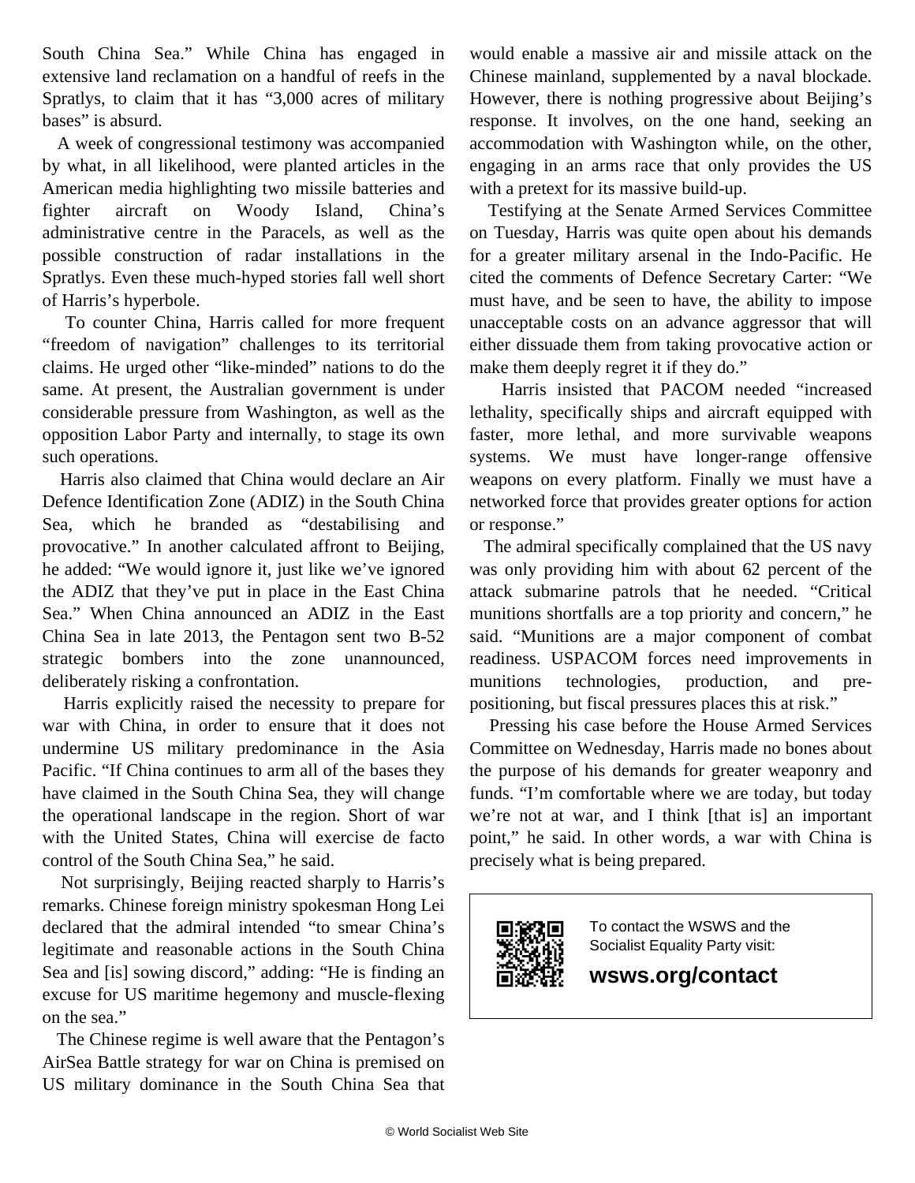South China Sea." While China has engaged in extensive land reclamation on a handful of reefs in the Spratlys, to claim that it has "3,000 acres of military bases" is absurd.

A week of congressional testimony was accompanied by what, in all likelihood, were planted articles in the American media highlighting two missile batteries and fighter aircraft on Woody Island, China's administrative centre in the Paracels, as well as the possible construction of radar installations in the Spratlys. Even these much-hyped stories fall well short of Harris's hyperbole.

To counter China, Harris called for more frequent "freedom of navigation" challenges to its territorial claims. He urged other "like-minded" nations to do the same. At present, the Australian government is under considerable pressure from Washington, as well as the opposition Labor Party and internally, to stage its own such operations.

Harris also claimed that China would declare an Air Defence Identification Zone (ADIZ) in the South China Sea, which he branded as "destabilising and provocative." In another calculated affront to Beijing, he added: "We would ignore it, just like we've ignored the ADIZ that they've put in place in the East China Sea." When China announced an ADIZ in the East China Sea in late 2013, the Pentagon sent two B-52 strategic bombers into the zone unannounced, deliberately risking a confrontation.

Harris explicitly raised the necessity to prepare for war with China, in order to ensure that it does not undermine US military predominance in the Asia Pacific. "If China continues to arm all of the bases they have claimed in the South China Sea, they will change the operational landscape in the region. Short of war with the United States, China will exercise de facto control of the South China Sea," he said.

Not surprisingly, Beijing reacted sharply to Harris's remarks. Chinese foreign ministry spokesman Hong Lei declared that the admiral intended "to smear China's legitimate and reasonable actions in the South China Sea and [is] sowing discord," adding: "He is finding an excuse for US maritime hegemony and muscle-flexing on the sea."

The Chinese regime is well aware that the Pentagon's AirSea Battle strategy for war on China is premised on US military dominance in the South China Sea that would enable a massive air and missile attack on the Chinese mainland, supplemented by a naval blockade. However, there is nothing progressive about Beijing's response. It involves, on the one hand, seeking an accommodation with Washington while, on the other, engaging in an arms race that only provides the US with a pretext for its massive build-up.

Testifying at the Senate Armed Services Committee on Tuesday, Harris was quite open about his demands for a greater military arsenal in the Indo-Pacific. He cited the comments of Defence Secretary Carter: "We must have, and be seen to have, the ability to impose unacceptable costs on an advance aggressor that will either dissuade them from taking provocative action or make them deeply regret it if they do."

Harris insisted that PACOM needed "increased lethality, specifically ships and aircraft equipped with faster, more lethal, and more survivable weapons systems. We must have longer-range offensive weapons on every platform. Finally we must have a networked force that provides greater options for action or response."

The admiral specifically complained that the US navy was only providing him with about 62 percent of the attack submarine patrols that he needed. "Critical munitions shortfalls are a top priority and concern," he said. "Munitions are a major component of combat readiness. USPACOM forces need improvements in munitions technologies, production, and pre-positioning, but fiscal pressures places this at risk."

Pressing his case before the House Armed Services Committee on Wednesday, Harris made no bones about the purpose of his demands for greater weaponry and funds. "I'm comfortable where we are today, but today we're not at war, and I think [that is] an important point," he said. In other words, a war with China is precisely what is being prepared.

To contact the WSWS and the Socialist Equality Party visit:

**wsws.org/contact**